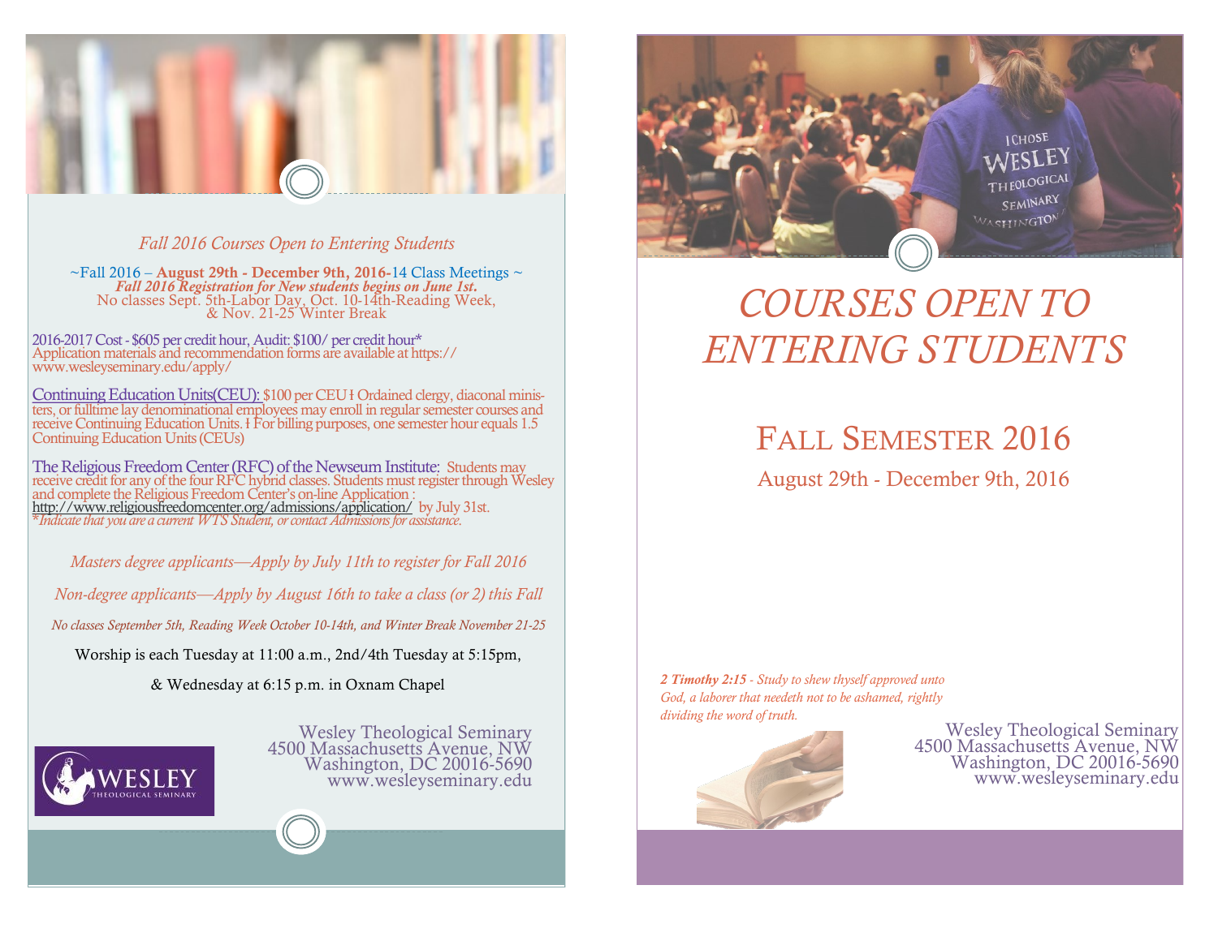*Fall 2016 Courses Open to Entering Students*

~Fall 2016 – **August 29th - December 9th, 2016**-14 Class Meetings ~
***Fall 2016 Registration for New students begins on June 1st.***
No classes Sept. 5th-Labor Day, Oct. 10-14th-Reading Week, & Nov. 21-25 Winter Break

2016-2017 Cost - $605 per credit hour, Audit: $100/ per credit hour*
Application materials and recommendation forms are available at https://www.wesleyseminary.edu/apply/

Continuing Education Units(CEU): $100 per CEU ł Ordained clergy, diaconal ministers, or fulltime lay denominational employees may enroll in regular semester courses and receive Continuing Education Units. ł For billing purposes, one semester hour equals 1.5 Continuing Education Units (CEUs)

The Religious Freedom Center (RFC) of the Newseum Institute: Students may receive credit for any of the four RFC hybrid classes. Students must register through Wesley and complete the Religious Freedom Center's on-line Application : http://www.religiousfreedomcenter.org/admissions/application/ by July 31st.
*\*Indicate that you are a current WTS Student, or contact Admissions for assistance.*

*Masters degree applicants—Apply by July 11th to register for Fall 2016*

*Non-degree applicants—Apply by August 16th to take a class (or 2) this Fall*

*No classes September 5th, Reading Week October 10-14th, and Winter Break November 21-25*

Worship is each Tuesday at 11:00 a.m., 2nd/4th Tuesday at 5:15pm,

& Wednesday at 6:15 p.m. in Oxnam Chapel

WESLEY THEOLOGICAL SEMINARY

Wesley Theological Seminary
4500 Massachusetts Avenue, NW
Washington, DC 20016-5690
www.wesleyseminary.edu

# *COURSES OPEN TO ENTERING STUDENTS*

## FALL SEMESTER 2016

August 29th - December 9th, 2016

***2 Timothy 2:15*** *- Study to shew thyself approved unto God, a laborer that needeth not to be ashamed, rightly dividing the word of truth.*

Wesley Theological Seminary
4500 Massachusetts Avenue, NW
Washington, DC 20016-5690
www.wesleyseminary.edu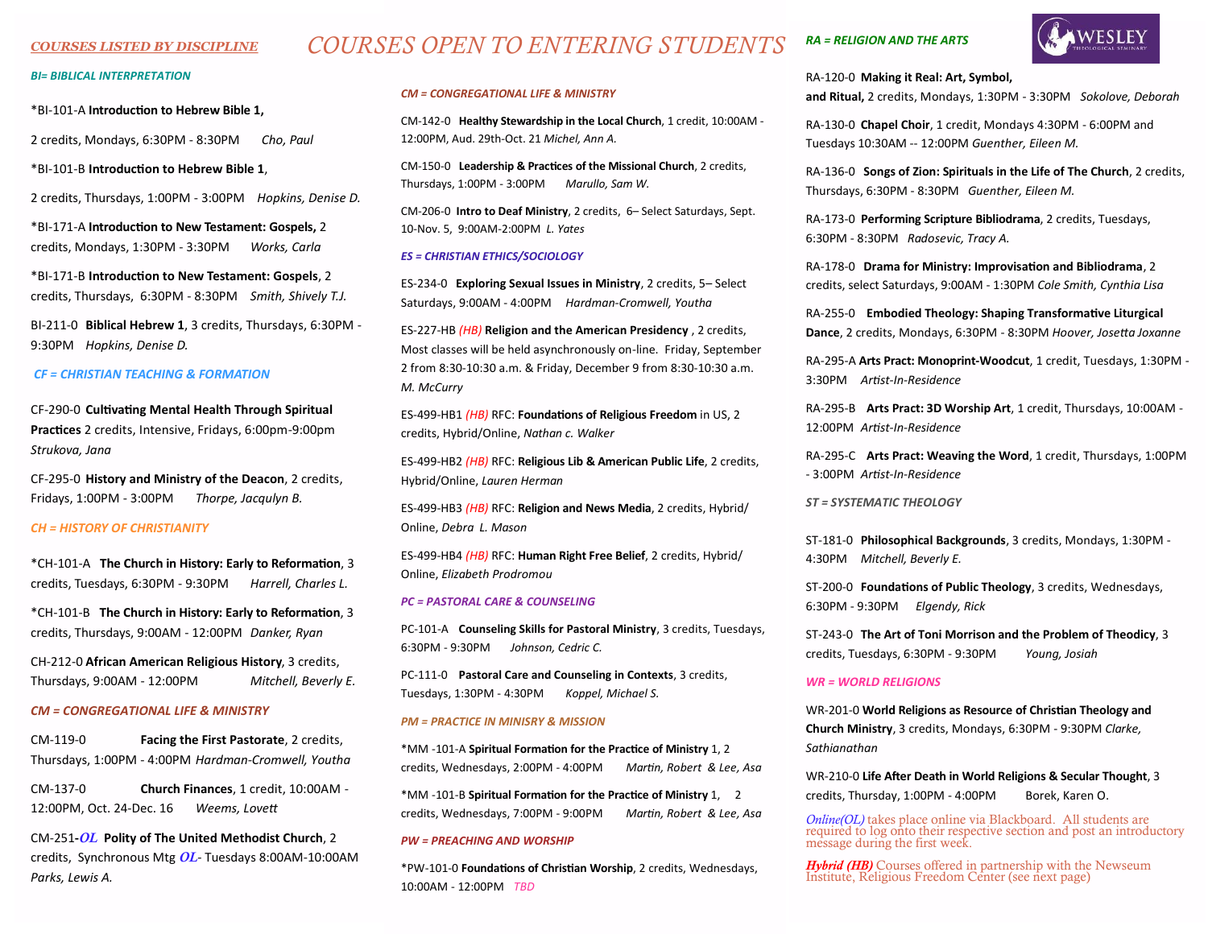***COURSES LISTED BY DISCIPLINE***

# *COURSES OPEN TO ENTERING STUDENTS*

***BI= BIBLICAL INTERPRETATION***

*BI-101-A **Introduction to Hebrew Bible 1,**

2 credits, Mondays, 6:30PM - 8:30PM *Cho, Paul*

*BI-101-B **Introduction to Hebrew Bible 1**,

2 credits, Thursdays, 1:00PM - 3:00PM *Hopkins, Denise D.*

*BI-171-A **Introduction to New Testament: Gospels,** 2 credits, Mondays, 1:30PM - 3:30PM *Works, Carla*

*BI-171-B **Introduction to New Testament: Gospels**, 2 credits, Thursdays, 6:30PM - 8:30PM *Smith, Shively T.J.*

BI-211-0 **Biblical Hebrew 1**, 3 credits, Thursdays, 6:30PM - 9:30PM *Hopkins, Denise D.*

***CF = CHRISTIAN TEACHING & FORMATION***

CF-290-0 **Cultivating Mental Health Through Spiritual Practices** 2 credits, Intensive, Fridays, 6:00pm-9:00pm *Strukova, Jana*

CF-295-0 **History and Ministry of the Deacon**, 2 credits, Fridays, 1:00PM - 3:00PM *Thorpe, Jacqulyn B.*

***CH = HISTORY OF CHRISTIANITY***

*CH-101-A **The Church in History: Early to Reformation**, 3 credits, Tuesdays, 6:30PM - 9:30PM *Harrell, Charles L.*

*CH-101-B **The Church in History: Early to Reformation**, 3 credits, Thursdays, 9:00AM - 12:00PM *Danker, Ryan*

CH-212-0 **African American Religious History**, 3 credits, Thursdays, 9:00AM - 12:00PM *Mitchell, Beverly E.*

***CM = CONGREGATIONAL LIFE & MINISTRY***

CM-119-0 **Facing the First Pastorate**, 2 credits, Thursdays, 1:00PM - 4:00PM *Hardman-Cromwell, Youtha*

CM-137-0 **Church Finances**, 1 credit, 10:00AM - 12:00PM, Oct. 24-Dec. 16 *Weems, Lovett*

CM-251-*OL* **Polity of The United Methodist Church**, 2 credits, Synchronous Mtg *OL*- Tuesdays 8:00AM-10:00AM *Parks, Lewis A.*

***CM = CONGREGATIONAL LIFE & MINISTRY***

CM-142-0 **Healthy Stewardship in the Local Church**, 1 credit, 10:00AM - 12:00PM, Aud. 29th-Oct. 21 *Michel, Ann A.*

CM-150-0 **Leadership & Practices of the Missional Church**, 2 credits, Thursdays, 1:00PM - 3:00PM *Marullo, Sam W.*

CM-206-0 **Intro to Deaf Ministry**, 2 credits, 6– Select Saturdays, Sept. 10-Nov. 5, 9:00AM-2:00PM *L. Yates*

***ES = CHRISTIAN ETHICS/SOCIOLOGY***

ES-234-0 **Exploring Sexual Issues in Ministry**, 2 credits, 5– Select Saturdays, 9:00AM - 4:00PM *Hardman-Cromwell, Youtha*

ES-227-HB *(HB)* **Religion and the American Presidency** , 2 credits, Most classes will be held asynchronously on-line. Friday, September 2 from 8:30-10:30 a.m. & Friday, December 9 from 8:30-10:30 a.m. *M. McCurry*

ES-499-HB1 *(HB)* RFC: **Foundations of Religious Freedom** in US, 2 credits, Hybrid/Online, *Nathan c. Walker*

ES-499-HB2 *(HB)* RFC: **Religious Lib & American Public Life**, 2 credits, Hybrid/Online, *Lauren Herman*

ES-499-HB3 *(HB)* RFC: **Religion and News Media**, 2 credits, Hybrid/Online, *Debra L. Mason*

ES-499-HB4 *(HB)* RFC: **Human Right Free Belief**, 2 credits, Hybrid/Online, *Elizabeth Prodromou*

***PC = PASTORAL CARE & COUNSELING***

PC-101-A **Counseling Skills for Pastoral Ministry**, 3 credits, Tuesdays, 6:30PM - 9:30PM *Johnson, Cedric C.*

PC-111-0 **Pastoral Care and Counseling in Contexts**, 3 credits, Tuesdays, 1:30PM - 4:30PM *Koppel, Michael S.*

***PM = PRACTICE IN MINISRY & MISSION***

*MM -101-A **Spiritual Formation for the Practice of Ministry** 1, 2 credits, Wednesdays, 2:00PM - 4:00PM *Martin, Robert & Lee, Asa*

*MM -101-B **Spiritual Formation for the Practice of Ministry** 1, 2 credits, Wednesdays, 7:00PM - 9:00PM *Martin, Robert & Lee, Asa*

***PW = PREACHING AND WORSHIP***

*PW-101-0 **Foundations of Christian Worship**, 2 credits, Wednesdays, 10:00AM - 12:00PM *TBD*

***RA = RELIGION AND THE ARTS***

WESLEY THEOLOGICAL SEMINARY

RA-120-0 **Making it Real: Art, Symbol, and Ritual,** 2 credits, Mondays, 1:30PM - 3:30PM *Sokolove, Deborah*

RA-130-0 **Chapel Choir**, 1 credit, Mondays 4:30PM - 6:00PM and Tuesdays 10:30AM -- 12:00PM *Guenther, Eileen M.*

RA-136-0 **Songs of Zion: Spirituals in the Life of The Church**, 2 credits, Thursdays, 6:30PM - 8:30PM *Guenther, Eileen M.*

RA-173-0 **Performing Scripture Bibliodrama**, 2 credits, Tuesdays, 6:30PM - 8:30PM *Radosevic, Tracy A.*

RA-178-0 **Drama for Ministry: Improvisation and Bibliodrama**, 2 credits, select Saturdays, 9:00AM - 1:30PM *Cole Smith, Cynthia Lisa*

RA-255-0 **Embodied Theology: Shaping Transformative Liturgical Dance**, 2 credits, Mondays, 6:30PM - 8:30PM *Hoover, Josetta Joxanne*

RA-295-A **Arts Pract: Monoprint-Woodcut**, 1 credit, Tuesdays, 1:30PM - 3:30PM *Artist-In-Residence*

RA-295-B **Arts Pract: 3D Worship Art**, 1 credit, Thursdays, 10:00AM - 12:00PM *Artist-In-Residence*

RA-295-C **Arts Pract: Weaving the Word**, 1 credit, Thursdays, 1:00PM - 3:00PM *Artist-In-Residence*

***ST = SYSTEMATIC THEOLOGY***

ST-181-0 **Philosophical Backgrounds**, 3 credits, Mondays, 1:30PM - 4:30PM *Mitchell, Beverly E.*

ST-200-0 **Foundations of Public Theology**, 3 credits, Wednesdays, 6:30PM - 9:30PM *Elgendy, Rick*

ST-243-0 **The Art of Toni Morrison and the Problem of Theodicy**, 3 credits, Tuesdays, 6:30PM - 9:30PM *Young, Josiah*

***WR = WORLD RELIGIONS***

WR-201-0 **World Religions as Resource of Christian Theology and Church Ministry**, 3 credits, Mondays, 6:30PM - 9:30PM *Clarke, Sathianathan*

WR-210-0 **Life After Death in World Religions & Secular Thought**, 3 credits, Thursday, 1:00PM - 4:00PM Borek, Karen O.

*Online(OL)* takes place online via Blackboard. All students are required to log onto their respective section and post an introductory message during the first week.

***Hybrid (HB)*** Courses offered in partnership with the Newseum Institute, Religious Freedom Center (see next page)